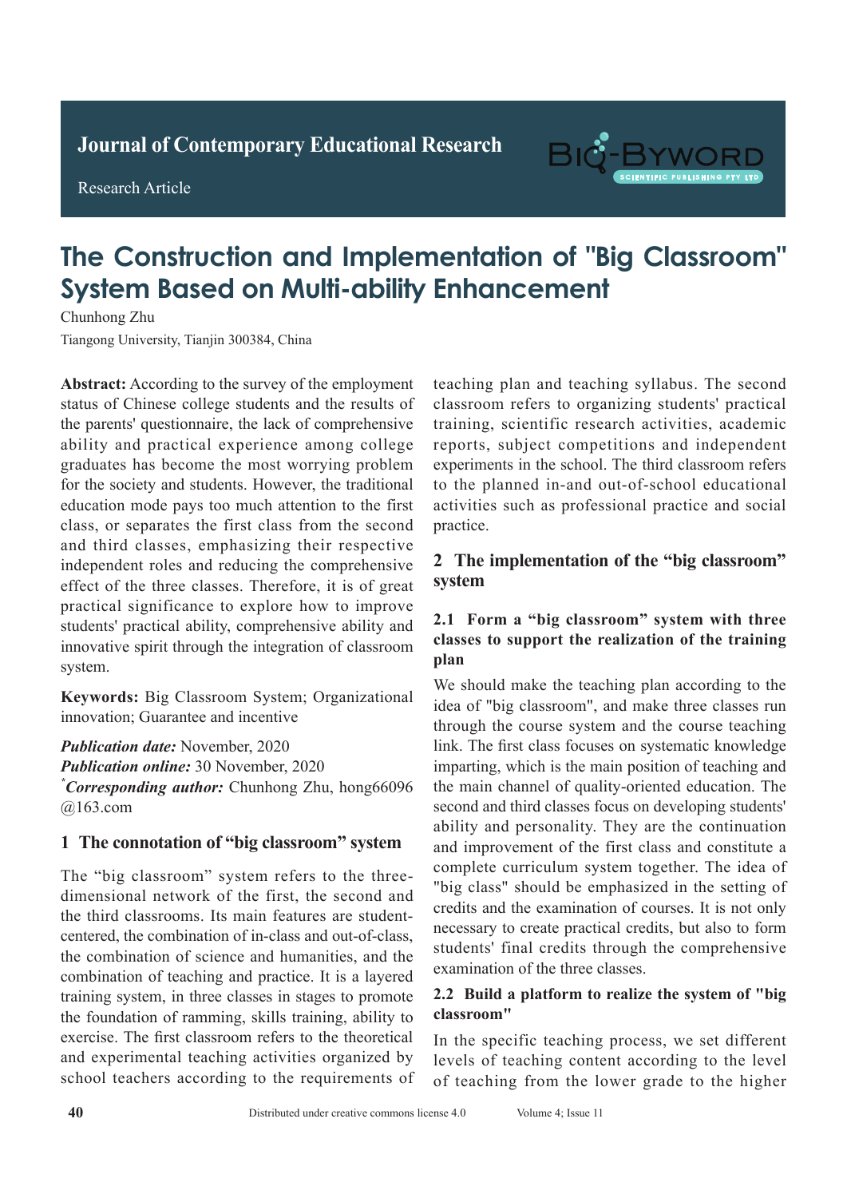Journal of Contemporary Educational Research

Research Article

# The Construction and Implementation of "Big Classroom" System Based on Multi-ability Enhancement

Chunhong Zhu

Tiangong University, Tianjin 300384, China

**Abstract:** According to the survey of the employment status of Chinese college students and the results of the parents' questionnaire, the lack of comprehensive ability and practical experience among college graduates has become the most worrying problem for the society and students. However, the traditional education mode pays too much attention to the first class, or separates the first class from the second and third classes, emphasizing their respective independent roles and reducing the comprehensive effect of the three classes. Therefore, it is of great practical significance to explore how to improve students' practical ability, comprehensive ability and innovative spirit through the integration of classroom system.

**Keywords:** Big Classroom System; Organizational innovation; Guarantee and incentive

***Publication date:*** November, 2020

***Publication online:*** 30 November, 2020

*****Corresponding author:*** Chunhong Zhu, hong66096@163.com

## 1 The connotation of "big classroom" system

The "big classroom" system refers to the three-dimensional network of the first, the second and the third classrooms. Its main features are student-centered, the combination of in-class and out-of-class, the combination of science and humanities, and the combination of teaching and practice. It is a layered training system, in three classes in stages to promote the foundation of ramming, skills training, ability to exercise. The first classroom refers to the theoretical and experimental teaching activities organized by school teachers according to the requirements of teaching plan and teaching syllabus. The second classroom refers to organizing students' practical training, scientific research activities, academic reports, subject competitions and independent experiments in the school. The third classroom refers to the planned in-and out-of-school educational activities such as professional practice and social practice.

## 2 The implementation of the "big classroom" system

### 2.1 Form a "big classroom" system with three classes to support the realization of the training plan

We should make the teaching plan according to the idea of "big classroom", and make three classes run through the course system and the course teaching link. The first class focuses on systematic knowledge imparting, which is the main position of teaching and the main channel of quality-oriented education. The second and third classes focus on developing students' ability and personality. They are the continuation and improvement of the first class and constitute a complete curriculum system together. The idea of "big class" should be emphasized in the setting of credits and the examination of courses. It is not only necessary to create practical credits, but also to form students' final credits through the comprehensive examination of the three classes.

### 2.2 Build a platform to realize the system of "big classroom"

In the specific teaching process, we set different levels of teaching content according to the level of teaching from the lower grade to the higher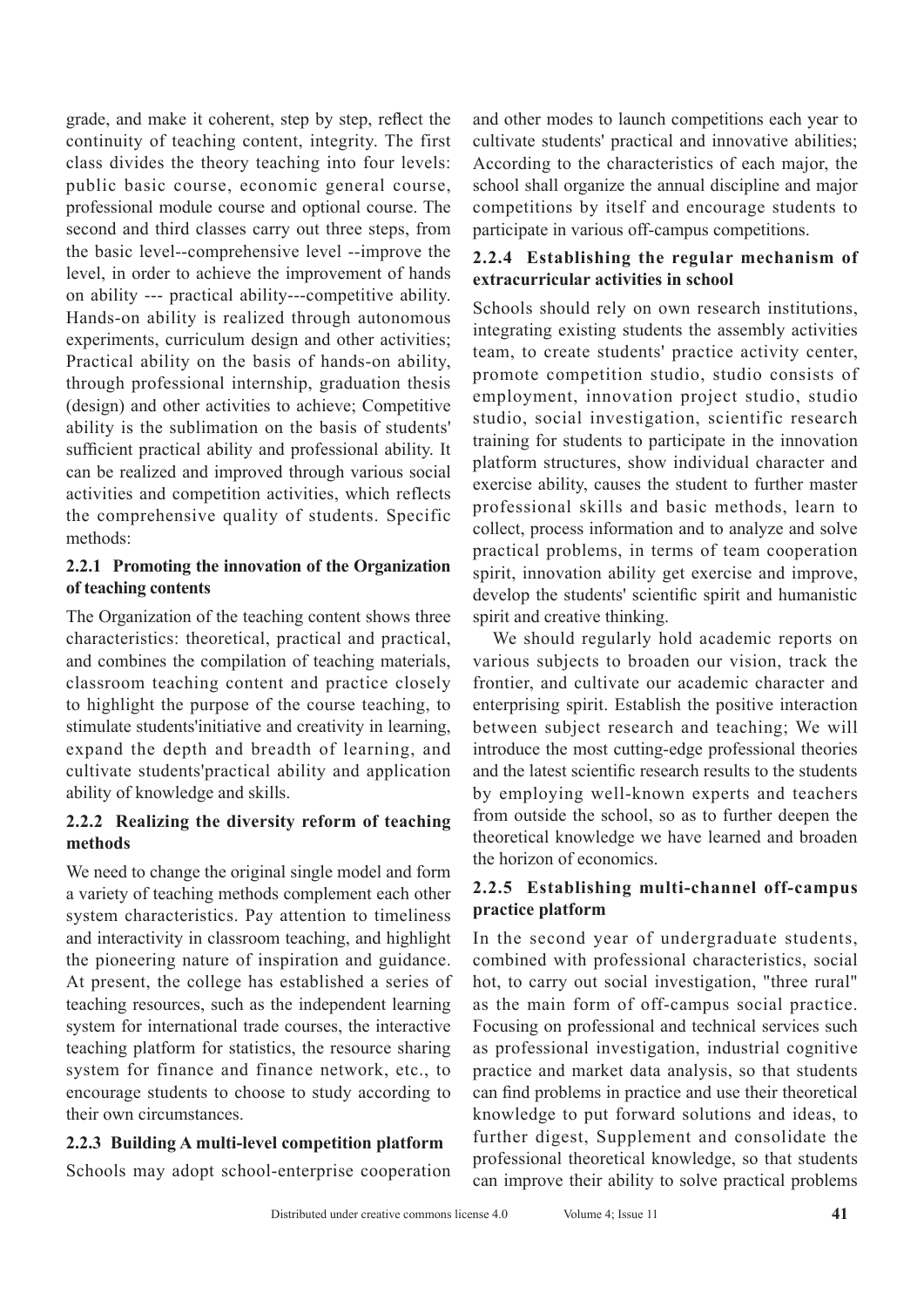grade, and make it coherent, step by step, reflect the continuity of teaching content, integrity. The first class divides the theory teaching into four levels: public basic course, economic general course, professional module course and optional course. The second and third classes carry out three steps, from the basic level--comprehensive level --improve the level, in order to achieve the improvement of hands on ability --- practical ability---competitive ability. Hands-on ability is realized through autonomous experiments, curriculum design and other activities; Practical ability on the basis of hands-on ability, through professional internship, graduation thesis (design) and other activities to achieve; Competitive ability is the sublimation on the basis of students' sufficient practical ability and professional ability. It can be realized and improved through various social activities and competition activities, which reflects the comprehensive quality of students. Specific methods:

### 2.2.1 Promoting the innovation of the Organization of teaching contents

The Organization of the teaching content shows three characteristics: theoretical, practical and practical, and combines the compilation of teaching materials, classroom teaching content and practice closely to highlight the purpose of the course teaching, to stimulate students'initiative and creativity in learning, expand the depth and breadth of learning, and cultivate students'practical ability and application ability of knowledge and skills.

### 2.2.2 Realizing the diversity reform of teaching methods

We need to change the original single model and form a variety of teaching methods complement each other system characteristics. Pay attention to timeliness and interactivity in classroom teaching, and highlight the pioneering nature of inspiration and guidance. At present, the college has established a series of teaching resources, such as the independent learning system for international trade courses, the interactive teaching platform for statistics, the resource sharing system for finance and finance network, etc., to encourage students to choose to study according to their own circumstances.

### 2.2.3 Building A multi-level competition platform

Schools may adopt school-enterprise cooperation and other modes to launch competitions each year to cultivate students' practical and innovative abilities; According to the characteristics of each major, the school shall organize the annual discipline and major competitions by itself and encourage students to participate in various off-campus competitions.

### 2.2.4 Establishing the regular mechanism of extracurricular activities in school

Schools should rely on own research institutions, integrating existing students the assembly activities team, to create students' practice activity center, promote competition studio, studio consists of employment, innovation project studio, studio studio, social investigation, scientific research training for students to participate in the innovation platform structures, show individual character and exercise ability, causes the student to further master professional skills and basic methods, learn to collect, process information and to analyze and solve practical problems, in terms of team cooperation spirit, innovation ability get exercise and improve, develop the students' scientific spirit and humanistic spirit and creative thinking.

We should regularly hold academic reports on various subjects to broaden our vision, track the frontier, and cultivate our academic character and enterprising spirit. Establish the positive interaction between subject research and teaching; We will introduce the most cutting-edge professional theories and the latest scientific research results to the students by employing well-known experts and teachers from outside the school, so as to further deepen the theoretical knowledge we have learned and broaden the horizon of economics.

### 2.2.5 Establishing multi-channel off-campus practice platform

In the second year of undergraduate students, combined with professional characteristics, social hot, to carry out social investigation, "three rural" as the main form of off-campus social practice. Focusing on professional and technical services such as professional investigation, industrial cognitive practice and market data analysis, so that students can find problems in practice and use their theoretical knowledge to put forward solutions and ideas, to further digest, Supplement and consolidate the professional theoretical knowledge, so that students can improve their ability to solve practical problems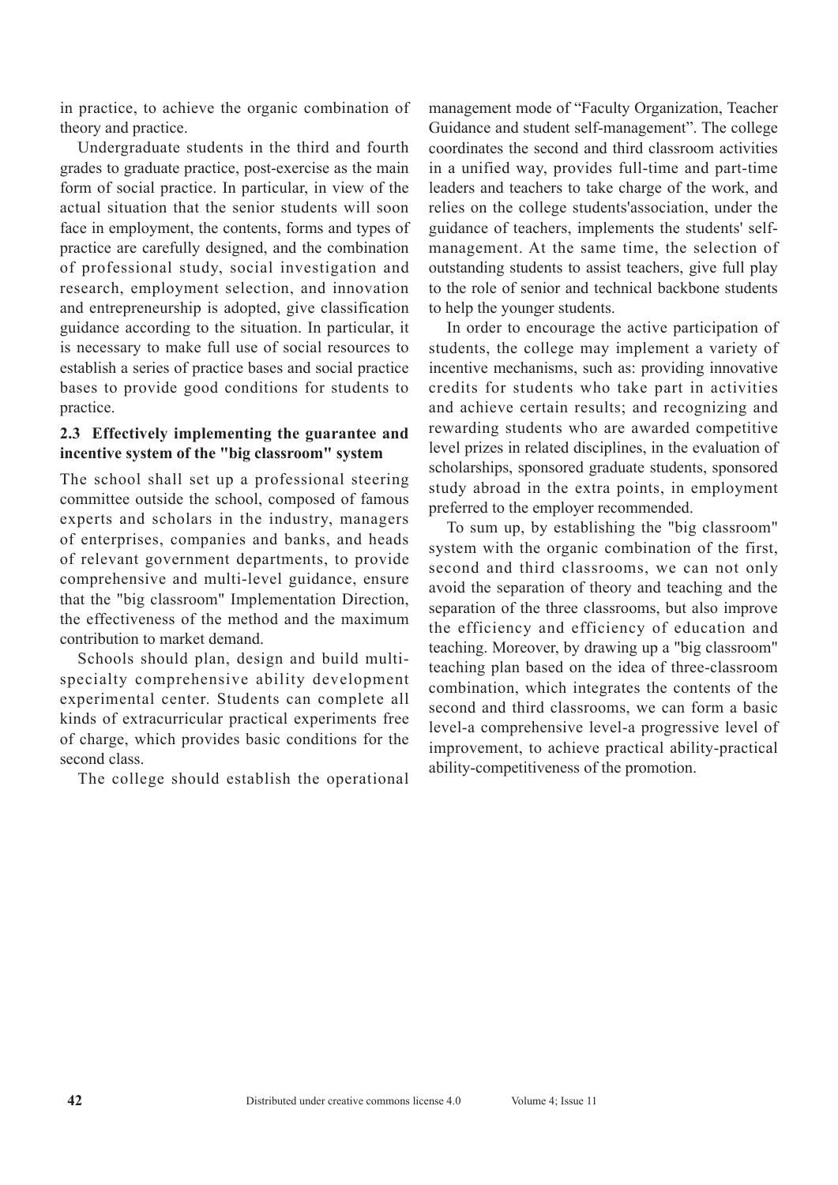in practice, to achieve the organic combination of theory and practice.

Undergraduate students in the third and fourth grades to graduate practice, post-exercise as the main form of social practice. In particular, in view of the actual situation that the senior students will soon face in employment, the contents, forms and types of practice are carefully designed, and the combination of professional study, social investigation and research, employment selection, and innovation and entrepreneurship is adopted, give classification guidance according to the situation. In particular, it is necessary to make full use of social resources to establish a series of practice bases and social practice bases to provide good conditions for students to practice.

### 2.3 Effectively implementing the guarantee and incentive system of the "big classroom" system

The school shall set up a professional steering committee outside the school, composed of famous experts and scholars in the industry, managers of enterprises, companies and banks, and heads of relevant government departments, to provide comprehensive and multi-level guidance, ensure that the "big classroom" Implementation Direction, the effectiveness of the method and the maximum contribution to market demand.

Schools should plan, design and build multi-specialty comprehensive ability development experimental center. Students can complete all kinds of extracurricular practical experiments free of charge, which provides basic conditions for the second class.

The college should establish the operational management mode of "Faculty Organization, Teacher Guidance and student self-management". The college coordinates the second and third classroom activities in a unified way, provides full-time and part-time leaders and teachers to take charge of the work, and relies on the college students'association, under the guidance of teachers, implements the students' self-management. At the same time, the selection of outstanding students to assist teachers, give full play to the role of senior and technical backbone students to help the younger students.

In order to encourage the active participation of students, the college may implement a variety of incentive mechanisms, such as: providing innovative credits for students who take part in activities and achieve certain results; and recognizing and rewarding students who are awarded competitive level prizes in related disciplines, in the evaluation of scholarships, sponsored graduate students, sponsored study abroad in the extra points, in employment preferred to the employer recommended.

To sum up, by establishing the "big classroom" system with the organic combination of the first, second and third classrooms, we can not only avoid the separation of theory and teaching and the separation of the three classrooms, but also improve the efficiency and efficiency of education and teaching. Moreover, by drawing up a "big classroom" teaching plan based on the idea of three-classroom combination, which integrates the contents of the second and third classrooms, we can form a basic level-a comprehensive level-a progressive level of improvement, to achieve practical ability-practical ability-competitiveness of the promotion.